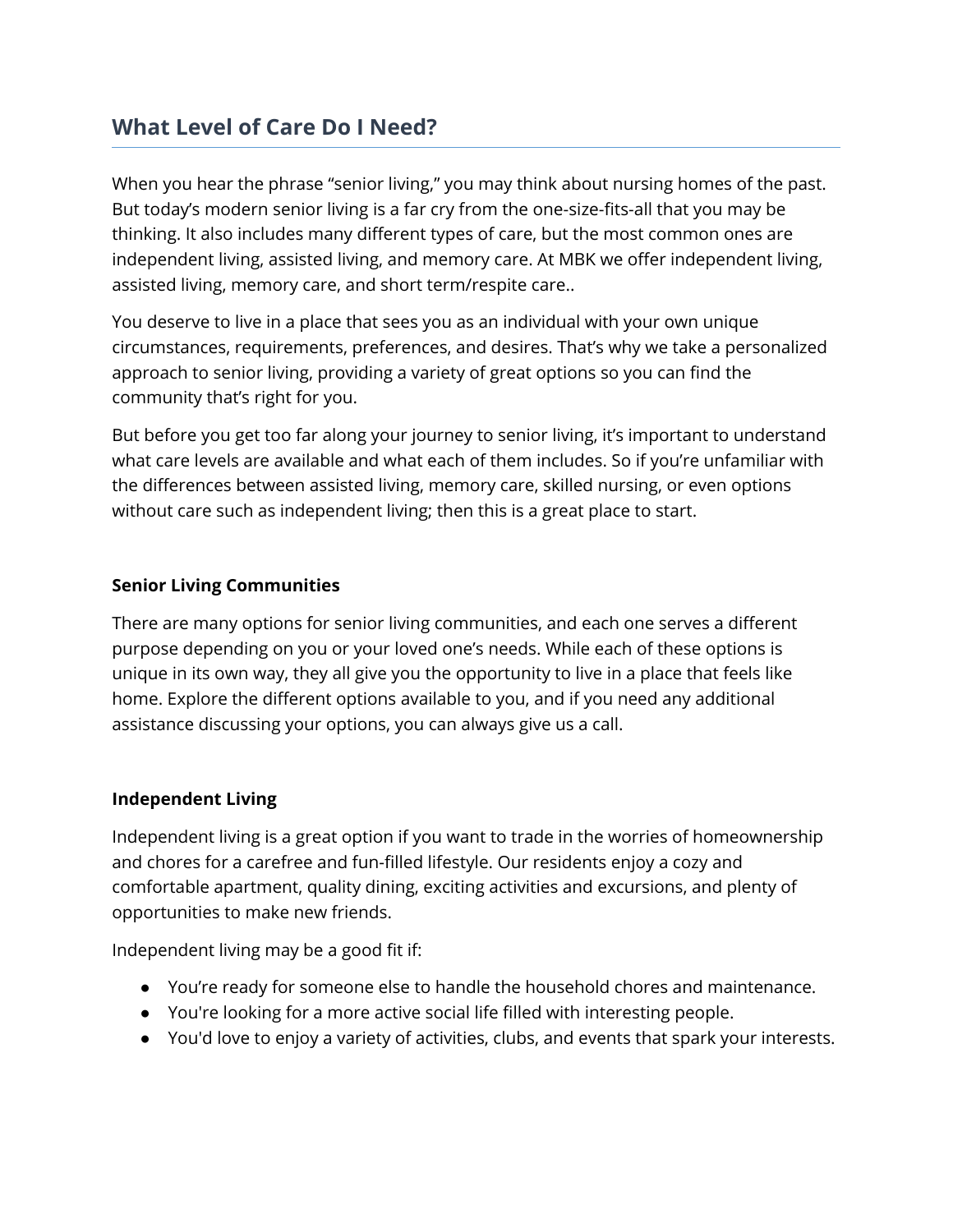## What Level of Care Do I Need?

When you hear the phrase "senior living," you may think about nursing homes of the past. But today's modern senior living is a far cry from the one-size-fits-all that you may be thinking. It also includes many different types of care, but the most common ones are independent living, assisted living, and memory care. At MBK we offer independent living, assisted living, memory care, and short term/respite care..

You deserve to live in a place that sees you as an individual with your own unique circumstances, requirements, preferences, and desires. That's why we take a personalized approach to senior living, providing a variety of great options so you can find the community that's right for you.

But before you get too far along your journey to senior living, it's important to understand what care levels are available and what each of them includes. So if you're unfamiliar with the differences between assisted living, memory care, skilled nursing, or even options without care such as independent living; then this is a great place to start.

**Senior Living Communities**

There are many options for senior living communities, and each one serves a different purpose depending on you or your loved one's needs. While each of these options is unique in its own way, they all give you the opportunity to live in a place that feels like home. Explore the different options available to you, and if you need any additional assistance discussing your options, you can always give us a call.

**Independent Living**

Independent living is a great option if you want to trade in the worries of homeownership and chores for a carefree and fun-filled lifestyle. Our residents enjoy a cozy and comfortable apartment, quality dining, exciting activities and excursions, and plenty of opportunities to make new friends.

Independent living may be a good fit if:

- You're ready for someone else to handle the household chores and maintenance.
- You're looking for a more active social life filled with interesting people.
- You'd love to enjoy a variety of activities, clubs, and events that spark your interests.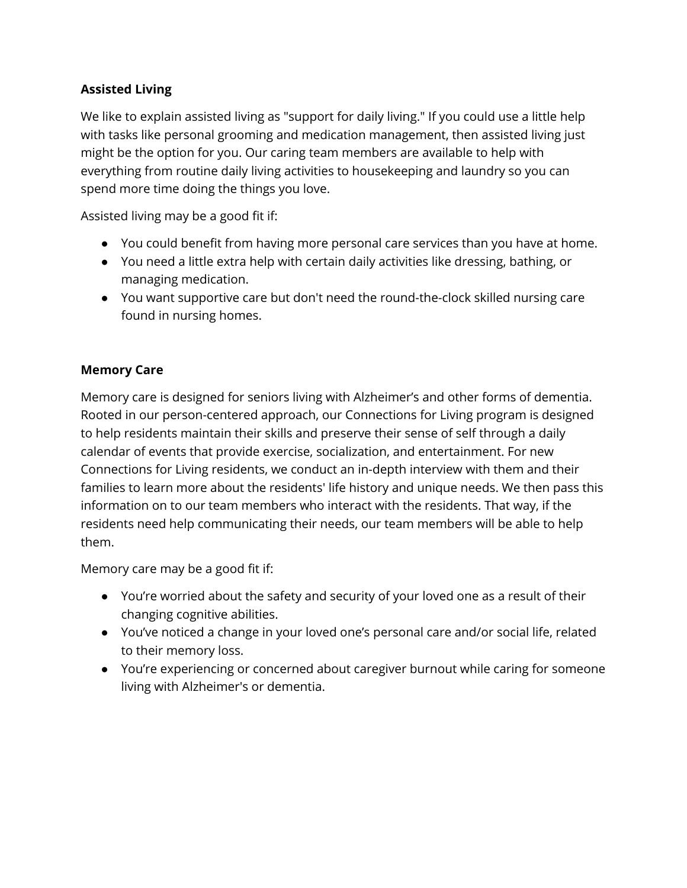**Assisted Living**

We like to explain assisted living as "support for daily living." If you could use a little help with tasks like personal grooming and medication management, then assisted living just might be the option for you. Our caring team members are available to help with everything from routine daily living activities to housekeeping and laundry so you can spend more time doing the things you love.

Assisted living may be a good fit if:

- You could benefit from having more personal care services than you have at home.
- You need a little extra help with certain daily activities like dressing, bathing, or managing medication.
- You want supportive care but don't need the round-the-clock skilled nursing care found in nursing homes.

**Memory Care**

Memory care is designed for seniors living with Alzheimer’s and other forms of dementia. Rooted in our person-centered approach, our Connections for Living program is designed to help residents maintain their skills and preserve their sense of self through a daily calendar of events that provide exercise, socialization, and entertainment. For new Connections for Living residents, we conduct an in-depth interview with them and their families to learn more about the residents' life history and unique needs. We then pass this information on to our team members who interact with the residents. That way, if the residents need help communicating their needs, our team members will be able to help them.

Memory care may be a good fit if:

- You’re worried about the safety and security of your loved one as a result of their changing cognitive abilities.
- You’ve noticed a change in your loved one’s personal care and/or social life, related to their memory loss.
- You’re experiencing or concerned about caregiver burnout while caring for someone living with Alzheimer's or dementia.